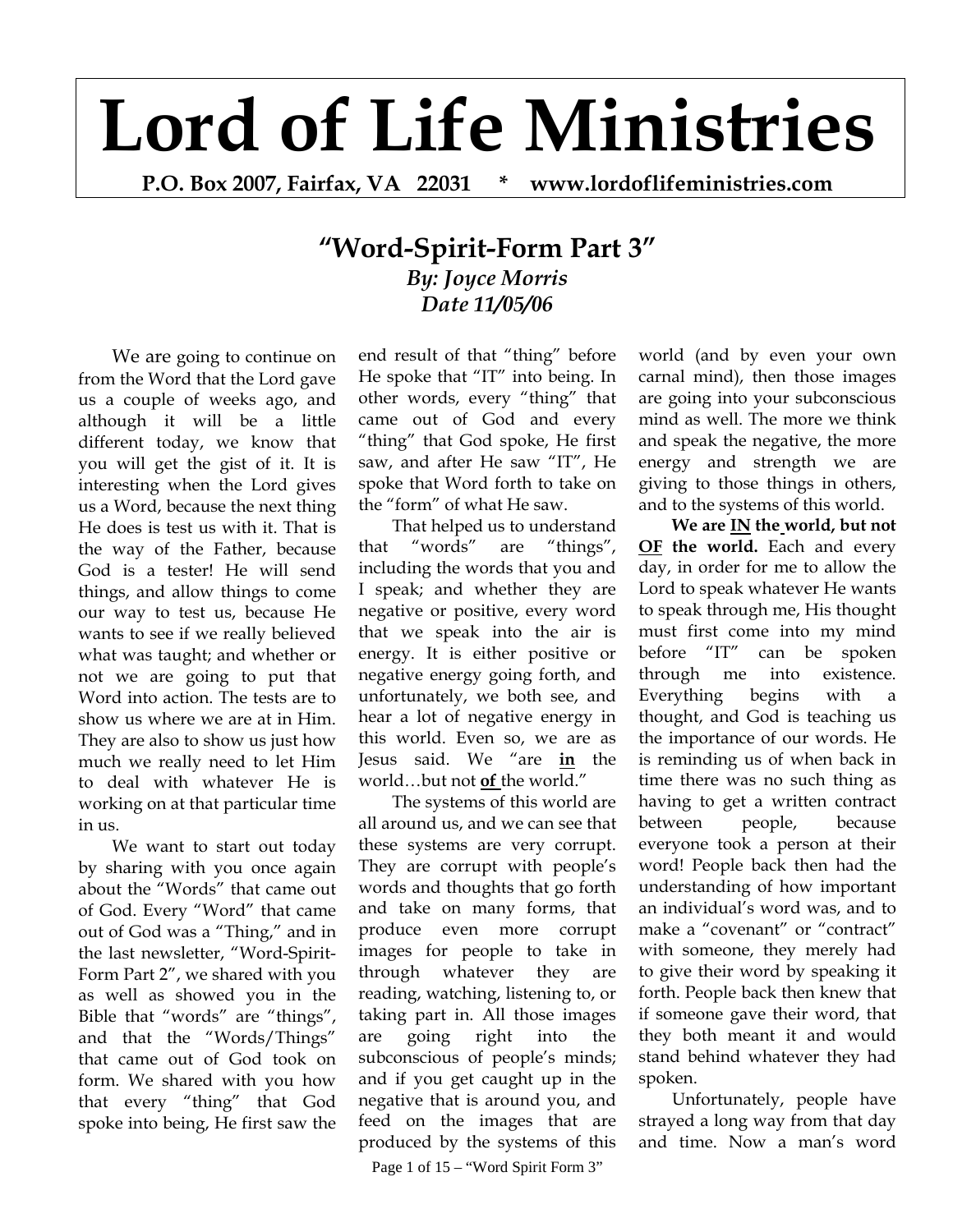# Lord of Life Ministries

**P.O. Box 2007, Fairfax, VA 22031 * www.lordoflifeministries.com**

## "Word-Spirit-Form Part 3"

***By: Joyce Morris***
***Date 11/05/06***

We are going to continue on from the Word that the Lord gave us a couple of weeks ago, and although it will be a little different today, we know that you will get the gist of it. It is interesting when the Lord gives us a Word, because the next thing He does is test us with it. That is the way of the Father, because God is a tester! He will send things, and allow things to come our way to test us, because He wants to see if we really believed what was taught; and whether or not we are going to put that Word into action. The tests are to show us where we are at in Him. They are also to show us just how much we really need to let Him to deal with whatever He is working on at that particular time in us.

We want to start out today by sharing with you once again about the "Words" that came out of God. Every "Word" that came out of God was a "Thing," and in the last newsletter, "Word-Spirit-Form Part 2", we shared with you as well as showed you in the Bible that "words" are "things", and that the "Words/Things" that came out of God took on form. We shared with you how that every "thing" that God spoke into being, He first saw the end result of that "thing" before He spoke that "IT" into being. In other words, every "thing" that came out of God and every "thing" that God spoke, He first saw, and after He saw "IT", He spoke that Word forth to take on the "form" of what He saw.

That helped us to understand that "words" are "things", including the words that you and I speak; and whether they are negative or positive, every word that we speak into the air is energy. It is either positive or negative energy going forth, and unfortunately, we both see, and hear a lot of negative energy in this world. Even so, we are as Jesus said. We "are **<u>in</u>** the world…but not **<u>of</u>** the world."

The systems of this world are all around us, and we can see that these systems are very corrupt. They are corrupt with people's words and thoughts that go forth and take on many forms, that produce even more corrupt images for people to take in through whatever they are reading, watching, listening to, or taking part in. All those images are going right into the subconscious of people's minds; and if you get caught up in the negative that is around you, and feed on the images that are produced by the systems of this world (and by even your own carnal mind), then those images are going into your subconscious mind as well. The more we think and speak the negative, the more energy and strength we are giving to those things in others, and to the systems of this world.

**We are <u>IN</u> the world, but not <u>OF</u> the world.** Each and every day, in order for me to allow the Lord to speak whatever He wants to speak through me, His thought must first come into my mind before "IT" can be spoken through me into existence. Everything begins with a thought, and God is teaching us the importance of our words. He is reminding us of when back in time there was no such thing as having to get a written contract between people, because everyone took a person at their word! People back then had the understanding of how important an individual's word was, and to make a "covenant" or "contract" with someone, they merely had to give their word by speaking it forth. People back then knew that if someone gave their word, that they both meant it and would stand behind whatever they had spoken.

Unfortunately, people have strayed a long way from that day and time. Now a man's word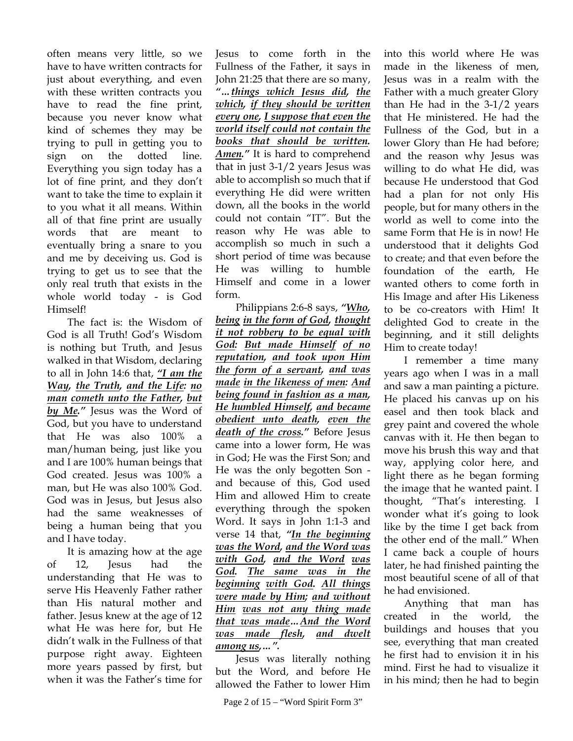often means very little, so we have to have written contracts for just about everything, and even with these written contracts you have to read the fine print, because you never know what kind of schemes they may be trying to pull in getting you to sign on the dotted line. Everything you sign today has a lot of fine print, and they don't want to take the time to explain it to you what it all means. Within all of that fine print are usually words that are meant to eventually bring a snare to you and me by deceiving us. God is trying to get us to see that the only real truth that exists in the whole world today - is God Himself!

The fact is: the Wisdom of God is all Truth! God's Wisdom is nothing but Truth, and Jesus walked in that Wisdom, declaring to all in John 14:6 that, ***"I am the Way, the Truth, and the Life: no man cometh unto the Father, but by Me."*** Jesus was the Word of God, but you have to understand that He was also 100% a man/human being, just like you and I are 100% human beings that God created. Jesus was 100% a man, but He was also 100% God. God was in Jesus, but Jesus also had the same weaknesses of being a human being that you and I have today.

It is amazing how at the age of 12, Jesus had the understanding that He was to serve His Heavenly Father rather than His natural mother and father. Jesus knew at the age of 12 what He was here for, but He didn't walk in the Fullness of that purpose right away. Eighteen more years passed by first, but when it was the Father's time for Jesus to come forth in the Fullness of the Father, it says in John 21:25 that there are so many, ***"…things which Jesus did, the which, if they should be written every one, I suppose that even the world itself could not contain the books that should be written. Amen."*** It is hard to comprehend that in just 3-1/2 years Jesus was able to accomplish so much that if everything He did were written down, all the books in the world could not contain "IT". But the reason why He was able to accomplish so much in such a short period of time was because He was willing to humble Himself and come in a lower form.

Philippians 2:6-8 says, ***"Who, being in the form of God, thought it not robbery to be equal with God: But made Himself of no reputation, and took upon Him the form of a servant, and was made in the likeness of men: And being found in fashion as a man, He humbled Himself, and became obedient unto death, even the death of the cross."*** Before Jesus came into a lower form, He was in God; He was the First Son; and He was the only begotten Son - and because of this, God used Him and allowed Him to create everything through the spoken Word. It says in John 1:1-3 and verse 14 that, ***"In the beginning was the Word, and the Word was with God, and the Word was God. The same was in the beginning with God. All things were made by Him; and without Him was not any thing made that was made…And the Word was made flesh, and dwelt among us,…".***

Jesus was literally nothing but the Word, and before He allowed the Father to lower Him into this world where He was made in the likeness of men, Jesus was in a realm with the Father with a much greater Glory than He had in the 3-1/2 years that He ministered. He had the Fullness of the God, but in a lower Glory than He had before; and the reason why Jesus was willing to do what He did, was because He understood that God had a plan for not only His people, but for many others in the world as well to come into the same Form that He is in now! He understood that it delights God to create; and that even before the foundation of the earth, He wanted others to come forth in His Image and after His Likeness to be co-creators with Him! It delighted God to create in the beginning, and it still delights Him to create today!

I remember a time many years ago when I was in a mall and saw a man painting a picture. He placed his canvas up on his easel and then took black and grey paint and covered the whole canvas with it. He then began to move his brush this way and that way, applying color here, and light there as he began forming the image that he wanted paint. I thought, "That's interesting. I wonder what it's going to look like by the time I get back from the other end of the mall." When I came back a couple of hours later, he had finished painting the most beautiful scene of all of that he had envisioned.

Anything that man has created in the world, the buildings and houses that you see, everything that man created he first had to envision it in his mind. First he had to visualize it in his mind; then he had to begin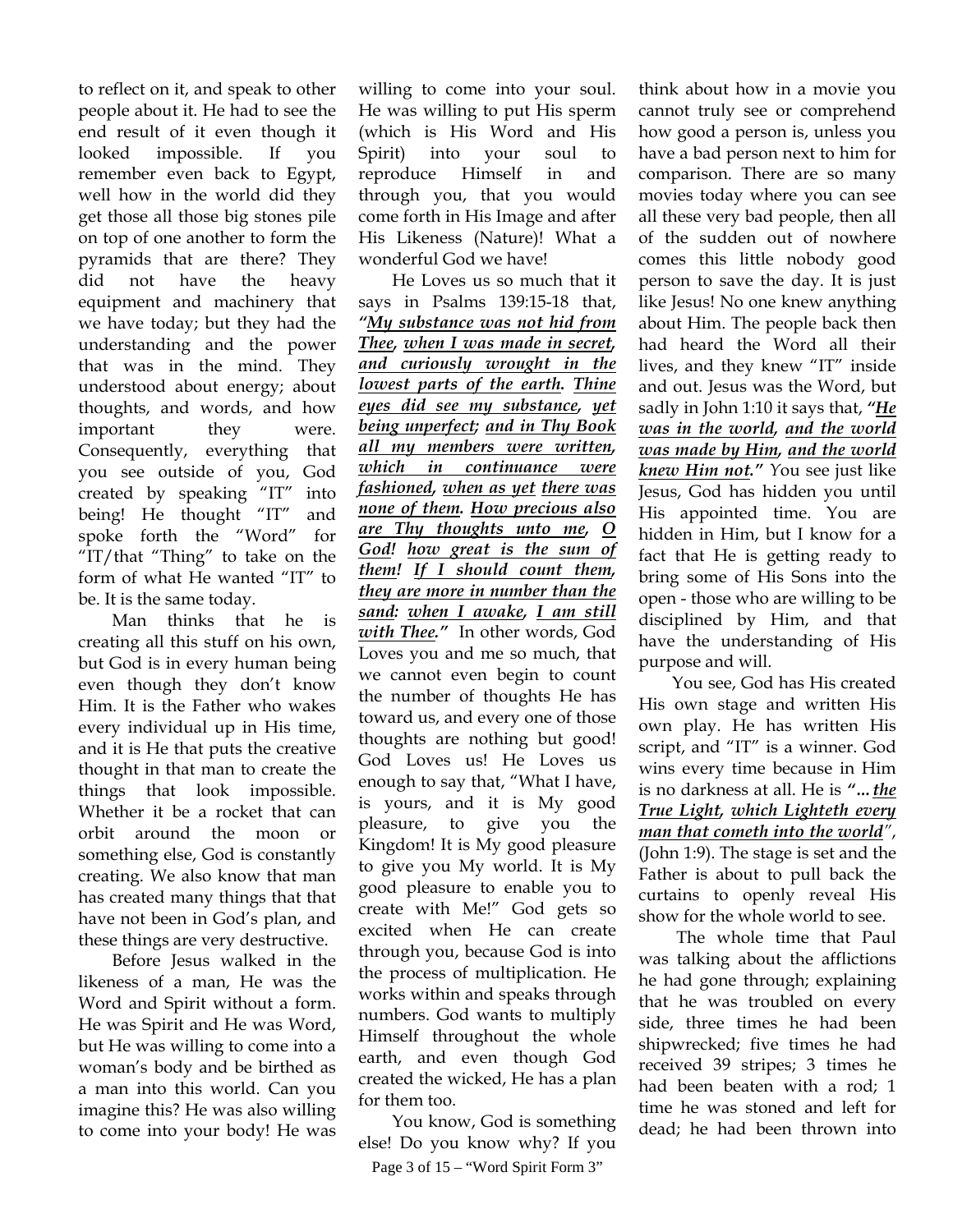to reflect on it, and speak to other people about it. He had to see the end result of it even though it looked impossible. If you remember even back to Egypt, well how in the world did they get those all those big stones pile on top of one another to form the pyramids that are there? They did not have the heavy equipment and machinery that we have today; but they had the understanding and the power that was in the mind. They understood about energy; about thoughts, and words, and how important they were. Consequently, everything that you see outside of you, God created by speaking "IT" into being! He thought "IT" and spoke forth the "Word" for "IT/that "Thing" to take on the form of what He wanted "IT" to be. It is the same today.

Man thinks that he is creating all this stuff on his own, but God is in every human being even though they don't know Him. It is the Father who wakes every individual up in His time, and it is He that puts the creative thought in that man to create the things that look impossible. Whether it be a rocket that can orbit around the moon or something else, God is constantly creating. We also know that man has created many things that that have not been in God's plan, and these things are very destructive.

Before Jesus walked in the likeness of a man, He was the Word and Spirit without a form. He was Spirit and He was Word, but He was willing to come into a woman's body and be birthed as a man into this world. Can you imagine this? He was also willing to come into your body! He was willing to come into your soul. He was willing to put His sperm (which is His Word and His Spirit) into your soul to reproduce Himself in and through you, that you would come forth in His Image and after His Likeness (Nature)! What a wonderful God we have!

He Loves us so much that it says in Psalms 139:15-18 that, ***"My substance was not hid from Thee, when I was made in secret, and curiously wrought in the lowest parts of the earth. Thine eyes did see my substance, yet being unperfect; and in Thy Book all my members were written, which in continuance were fashioned, when as yet there was none of them. How precious also are Thy thoughts unto me, O God! how great is the sum of them! If I should count them, they are more in number than the sand: when I awake, I am still with Thee."*** In other words, God Loves you and me so much, that we cannot even begin to count the number of thoughts He has toward us, and every one of those thoughts are nothing but good! God Loves us! He Loves us enough to say that, "What I have, is yours, and it is My good pleasure, to give you the Kingdom! It is My good pleasure to give you My world. It is My good pleasure to enable you to create with Me!" God gets so excited when He can create through you, because God is into the process of multiplication. He works within and speaks through numbers. God wants to multiply Himself throughout the whole earth, and even though God created the wicked, He has a plan for them too.

You know, God is something else! Do you know why? If you think about how in a movie you cannot truly see or comprehend how good a person is, unless you have a bad person next to him for comparison. There are so many movies today where you can see all these very bad people, then all of the sudden out of nowhere comes this little nobody good person to save the day. It is just like Jesus! No one knew anything about Him. The people back then had heard the Word all their lives, and they knew "IT" inside and out. Jesus was the Word, but sadly in John 1:10 it says that, ***"He was in the world, and the world was made by Him, and the world knew Him not."*** You see just like Jesus, God has hidden you until His appointed time. You are hidden in Him, but I know for a fact that He is getting ready to bring some of His Sons into the open - those who are willing to be disciplined by Him, and that have the understanding of His purpose and will.

You see, God has His created His own stage and written His own play. He has written His script, and "IT" is a winner. God wins every time because in Him is no darkness at all. He is ***"...the True Light, which Lighteth every man that cometh into the world"***, (John 1:9). The stage is set and the Father is about to pull back the curtains to openly reveal His show for the whole world to see.

The whole time that Paul was talking about the afflictions he had gone through; explaining that he was troubled on every side, three times he had been shipwrecked; five times he had received 39 stripes; 3 times he had been beaten with a rod; 1 time he was stoned and left for dead; he had been thrown into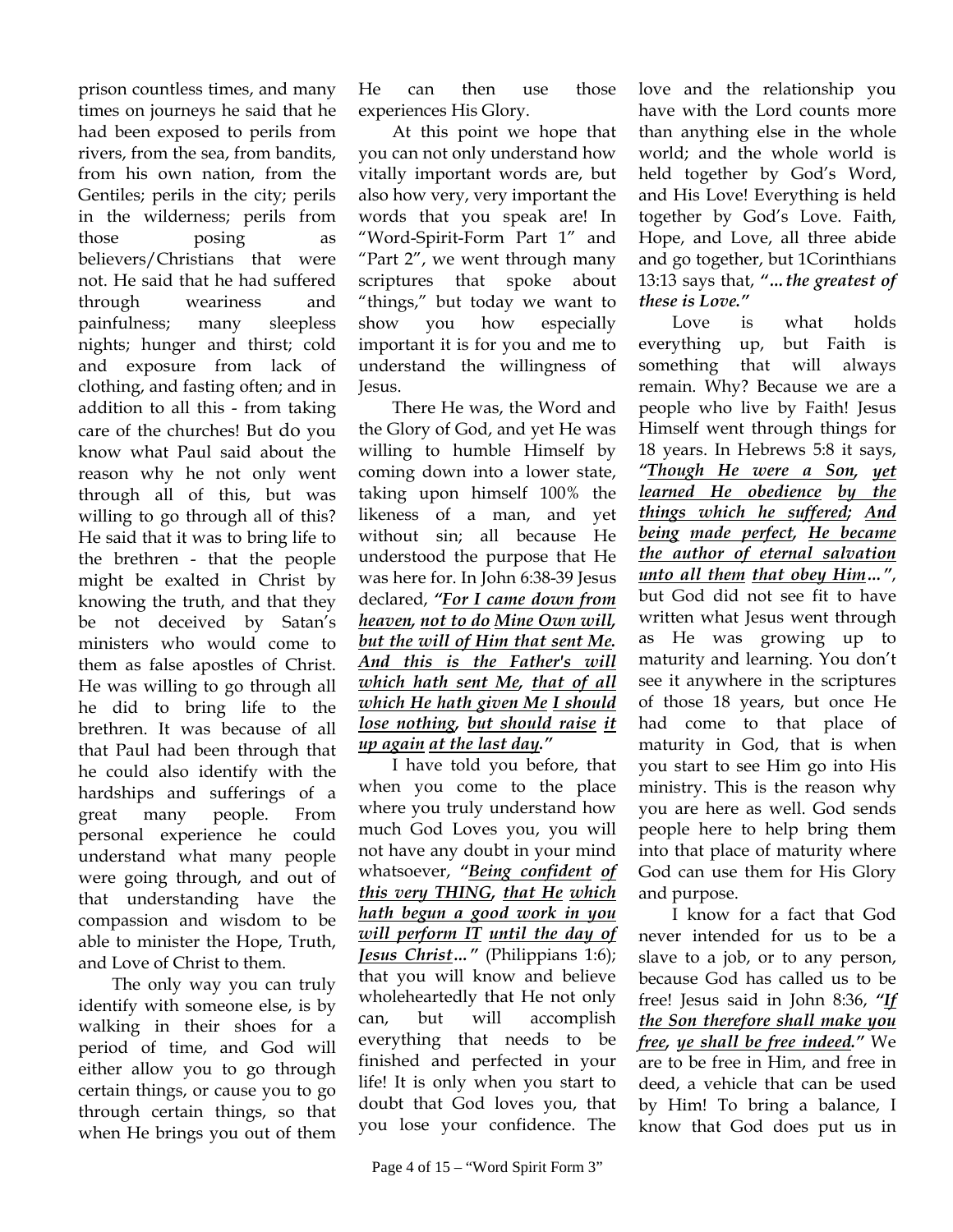prison countless times, and many times on journeys he said that he had been exposed to perils from rivers, from the sea, from bandits, from his own nation, from the Gentiles; perils in the city; perils in the wilderness; perils from those posing as believers/Christians that were not. He said that he had suffered through weariness and painfulness; many sleepless nights; hunger and thirst; cold and exposure from lack of clothing, and fasting often; and in addition to all this - from taking care of the churches! But do you know what Paul said about the reason why he not only went through all of this, but was willing to go through all of this? He said that it was to bring life to the brethren - that the people might be exalted in Christ by knowing the truth, and that they be not deceived by Satan's ministers who would come to them as false apostles of Christ. He was willing to go through all he did to bring life to the brethren. It was because of all that Paul had been through that he could also identify with the hardships and sufferings of a great many people. From personal experience he could understand what many people were going through, and out of that understanding have the compassion and wisdom to be able to minister the Hope, Truth, and Love of Christ to them.

The only way you can truly identify with someone else, is by walking in their shoes for a period of time, and God will either allow you to go through certain things, or cause you to go through certain things, so that when He brings you out of them He can then use those experiences His Glory.

At this point we hope that you can not only understand how vitally important words are, but also how very, very important the words that you speak are! In "Word-Spirit-Form Part 1" and "Part 2", we went through many scriptures that spoke about "things," but today we want to show you how especially important it is for you and me to understand the willingness of Jesus.

There He was, the Word and the Glory of God, and yet He was willing to humble Himself by coming down into a lower state, taking upon himself 100% the likeness of a man, and yet without sin; all because He understood the purpose that He was here for. In John 6:38-39 Jesus declared, ***"<u>For I came down from heaven</u>, <u>not to do</u> <u>Mine Own will</u>, <u>but the will of Him that sent Me</u>. <u>And this is the Father's will which hath sent Me</u>, <u>that of all which He hath given Me</u> <u>I should lose nothing</u>, <u>but should raise</u> <u>it up again</u> <u>at the last day</u>."***

I have told you before, that when you come to the place where you truly understand how much God Loves you, you will not have any doubt in your mind whatsoever, ***"<u>Being confident</u> <u>of this very THING</u>, <u>that He</u> <u>which hath begun a good work in you</u> <u>will perform IT</u> <u>until the day of Jesus Christ</u>…"*** (Philippians 1:6); that you will know and believe wholeheartedly that He not only can, but will accomplish everything that needs to be finished and perfected in your life! It is only when you start to doubt that God loves you, that you lose your confidence. The love and the relationship you have with the Lord counts more than anything else in the whole world; and the whole world is held together by God's Word, and His Love! Everything is held together by God's Love. Faith, Hope, and Love, all three abide and go together, but 1Corinthians 13:13 says that, ***"…the greatest of these is Love."***

Love is what holds everything up, but Faith is something that will always remain. Why? Because we are a people who live by Faith! Jesus Himself went through things for 18 years. In Hebrews 5:8 it says, ***"<u>Though He were a Son</u>, <u>yet learned He obedience</u> <u>by the things which he suffered</u>; <u>And being</u> <u>made perfect</u>, <u>He became the author of eternal salvation unto all them</u> <u>that obey Him</u>…"***, but God did not see fit to have written what Jesus went through as He was growing up to maturity and learning. You don't see it anywhere in the scriptures of those 18 years, but once He had come to that place of maturity in God, that is when you start to see Him go into His ministry. This is the reason why you are here as well. God sends people here to help bring them into that place of maturity where God can use them for His Glory and purpose.

I know for a fact that God never intended for us to be a slave to a job, or to any person, because God has called us to be free! Jesus said in John 8:36, ***"<u>If the Son therefore shall make you free</u>, <u>ye shall be free indeed</u>."*** We are to be free in Him, and free in deed, a vehicle that can be used by Him! To bring a balance, I know that God does put us in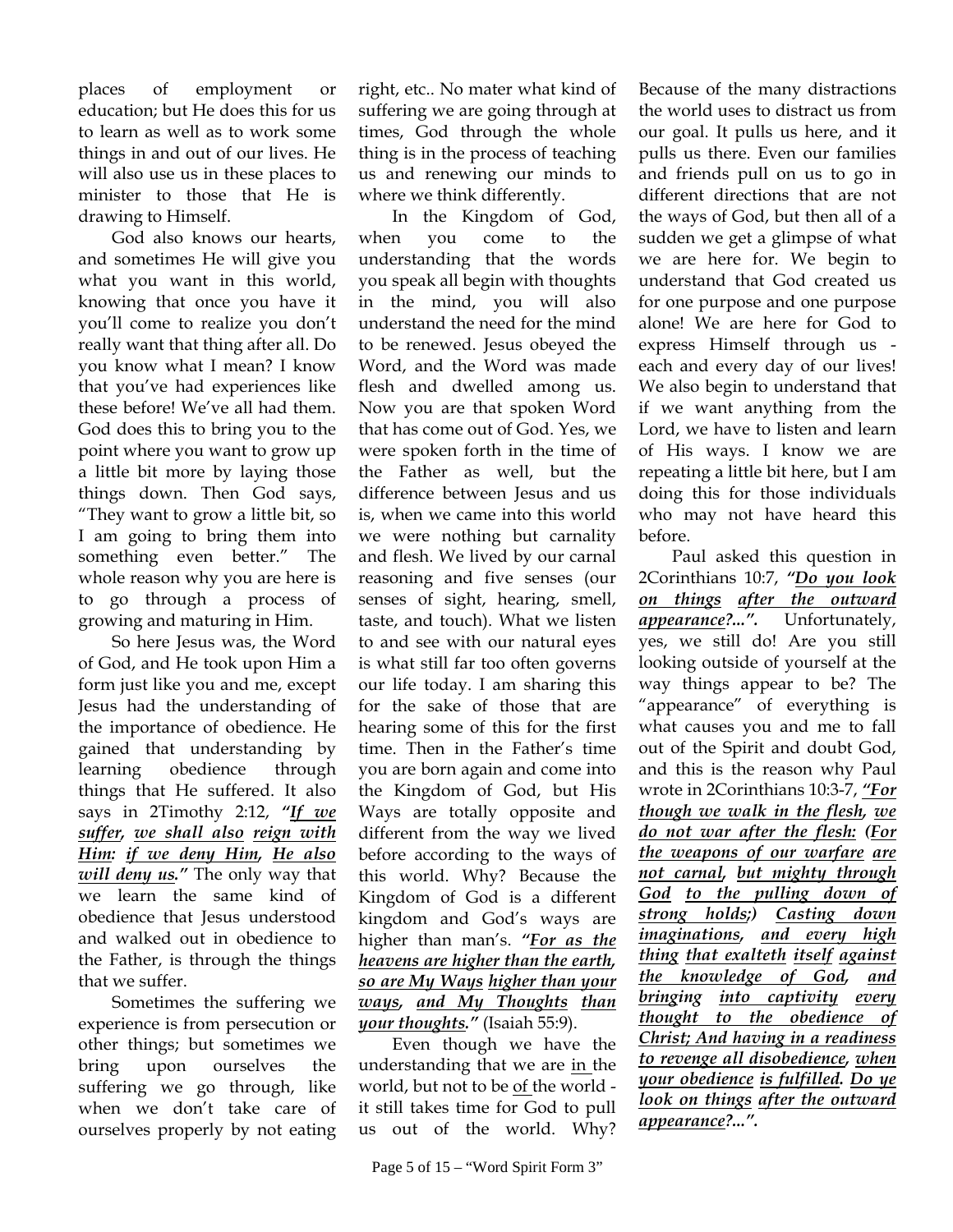places of employment or education; but He does this for us to learn as well as to work some things in and out of our lives. He will also use us in these places to minister to those that He is drawing to Himself.

God also knows our hearts, and sometimes He will give you what you want in this world, knowing that once you have it you'll come to realize you don't really want that thing after all. Do you know what I mean? I know that you've had experiences like these before! We've all had them. God does this to bring you to the point where you want to grow up a little bit more by laying those things down. Then God says, "They want to grow a little bit, so I am going to bring them into something even better." The whole reason why you are here is to go through a process of growing and maturing in Him.

So here Jesus was, the Word of God, and He took upon Him a form just like you and me, except Jesus had the understanding of the importance of obedience. He gained that understanding by learning obedience through things that He suffered. It also says in 2Timothy 2:12, ***"If we suffer, we shall also reign with Him: if we deny Him, He also will deny us."*** The only way that we learn the same kind of obedience that Jesus understood and walked out in obedience to the Father, is through the things that we suffer.

Sometimes the suffering we experience is from persecution or other things; but sometimes we bring upon ourselves the suffering we go through, like when we don't take care of ourselves properly by not eating right, etc.. No mater what kind of suffering we are going through at times, God through the whole thing is in the process of teaching us and renewing our minds to where we think differently.

In the Kingdom of God, when you come to the understanding that the words you speak all begin with thoughts in the mind, you will also understand the need for the mind to be renewed. Jesus obeyed the Word, and the Word was made flesh and dwelled among us. Now you are that spoken Word that has come out of God. Yes, we were spoken forth in the time of the Father as well, but the difference between Jesus and us is, when we came into this world we were nothing but carnality and flesh. We lived by our carnal reasoning and five senses (our senses of sight, hearing, smell, taste, and touch). What we listen to and see with our natural eyes is what still far too often governs our life today. I am sharing this for the sake of those that are hearing some of this for the first time. Then in the Father's time you are born again and come into the Kingdom of God, but His Ways are totally opposite and different from the way we lived before according to the ways of this world. Why? Because the Kingdom of God is a different kingdom and God's ways are higher than man's. ***"For as the heavens are higher than the earth, so are My Ways higher than your ways, and My Thoughts than your thoughts."*** (Isaiah 55:9).

Even though we have the understanding that we are in the world, but not to be of the world - it still takes time for God to pull us out of the world. Why? Because of the many distractions the world uses to distract us from our goal. It pulls us here, and it pulls us there. Even our families and friends pull on us to go in different directions that are not the ways of God, but then all of a sudden we get a glimpse of what we are here for. We begin to understand that God created us for one purpose and one purpose alone! We are here for God to express Himself through us - each and every day of our lives! We also begin to understand that if we want anything from the Lord, we have to listen and learn of His ways. I know we are repeating a little bit here, but I am doing this for those individuals who may not have heard this before.

Paul asked this question in 2Corinthians 10:7, ***"Do you look on things after the outward appearance?...".*** Unfortunately, yes, we still do! Are you still looking outside of yourself at the way things appear to be? The "appearance" of everything is what causes you and me to fall out of the Spirit and doubt God, and this is the reason why Paul wrote in 2Corinthians 10:3-7, ***"For though we walk in the flesh, we do not war after the flesh: (For the weapons of our warfare are not carnal, but mighty through God to the pulling down of strong holds;) Casting down imaginations, and every high thing that exalteth itself against the knowledge of God, and bringing into captivity every thought to the obedience of Christ; And having in a readiness to revenge all disobedience, when your obedience is fulfilled. Do ye look on things after the outward appearance?...".***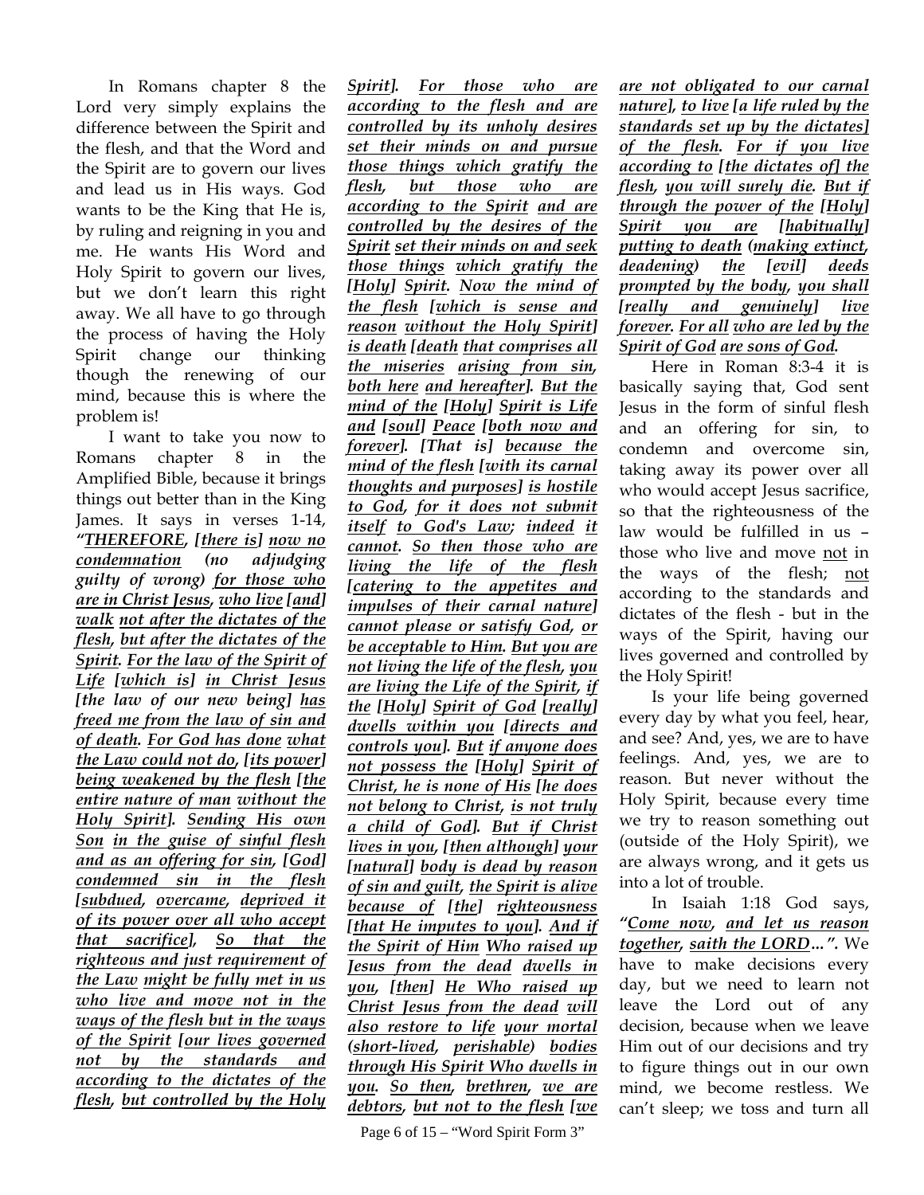In Romans chapter 8 the Lord very simply explains the difference between the Spirit and the flesh, and that the Word and the Spirit are to govern our lives and lead us in His ways. God wants to be the King that He is, by ruling and reigning in you and me. He wants His Word and Holy Spirit to govern our lives, but we don't learn this right away. We all have to go through the process of having the Holy Spirit change our thinking though the renewing of our mind, because this is where the problem is!

I want to take you now to Romans chapter 8 in the Amplified Bible, because it brings things out better than in the King James. It says in verses 1-14, ***"THEREFORE, [there is] now no condemnation (no adjudging guilty of wrong) for those who are in Christ Jesus, who live [and] walk not after the dictates of the flesh, but after the dictates of the Spirit. For the law of the Spirit of Life [which is] in Christ Jesus [the law of our new being] has freed me from the law of sin and of death. For God has done what the Law could not do, [its power] being weakened by the flesh [the entire nature of man without the Holy Spirit]. Sending His own Son in the guise of sinful flesh and as an offering for sin, [God] condemned sin in the flesh [subdued, overcame, deprived it of its power over all who accept that sacrifice], So that the righteous and just requirement of the Law might be fully met in us who live and move not in the ways of the flesh but in the ways of the Spirit [our lives governed not by the standards and according to the dictates of the flesh, but controlled by the Holy Spirit]. For those who are according to the flesh and are controlled by its unholy desires set their minds on and pursue those things which gratify the flesh, but those who are according to the Spirit and are controlled by the desires of the Spirit set their minds on and seek those things which gratify the [Holy] Spirit. Now the mind of the flesh [which is sense and reason without the Holy Spirit] is death [death that comprises all the miseries arising from sin, both here and hereafter]. But the mind of the [Holy] Spirit is Life and [soul] Peace [both now and forever]. [That is] because the mind of the flesh [with its carnal thoughts and purposes] is hostile to God, for it does not submit itself to God's Law; indeed it cannot. So then those who are living the life of the flesh [catering to the appetites and impulses of their carnal nature] cannot please or satisfy God, or be acceptable to Him. But you are not living the life of the flesh, you are living the Life of the Spirit, if the [Holy] Spirit of God [really] dwells within you [directs and controls you]. But if anyone does not possess the [Holy] Spirit of Christ, he is none of His [he does not belong to Christ, is not truly a child of God]. But if Christ lives in you, [then although] your [natural] body is dead by reason of sin and guilt, the Spirit is alive because of [the] righteousness [that He imputes to you]. And if the Spirit of Him Who raised up Jesus from the dead dwells in you, [then] He Who raised up Christ Jesus from the dead will also restore to life your mortal (short-lived, perishable) bodies through His Spirit Who dwells in you. So then, brethren, we are debtors, but not to the flesh [we are not obligated to our carnal nature], to live [a life ruled by the standards set up by the dictates] of the flesh. For if you live according to [the dictates of] the flesh, you will surely die. But if through the power of the [Holy] Spirit you are [habitually] putting to death (making extinct, deadening) the [evil] deeds prompted by the body, you shall [really and genuinely] live forever. For all who are led by the Spirit of God are sons of God.***

Here in Roman 8:3-4 it is basically saying that, God sent Jesus in the form of sinful flesh and an offering for sin, to condemn and overcome sin, taking away its power over all who would accept Jesus sacrifice, so that the righteousness of the law would be fulfilled in us – those who live and move not in the ways of the flesh; not according to the standards and dictates of the flesh - but in the ways of the Spirit, having our lives governed and controlled by the Holy Spirit!

Is your life being governed every day by what you feel, hear, and see? And, yes, we are to have feelings. And, yes, we are to reason. But never without the Holy Spirit, because every time we try to reason something out (outside of the Holy Spirit), we are always wrong, and it gets us into a lot of trouble.

In Isaiah 1:18 God says, ***"Come now, and let us reason together, saith the LORD…".*** We have to make decisions every day, but we need to learn not leave the Lord out of any decision, because when we leave Him out of our decisions and try to figure things out in our own mind, we become restless. We can't sleep; we toss and turn all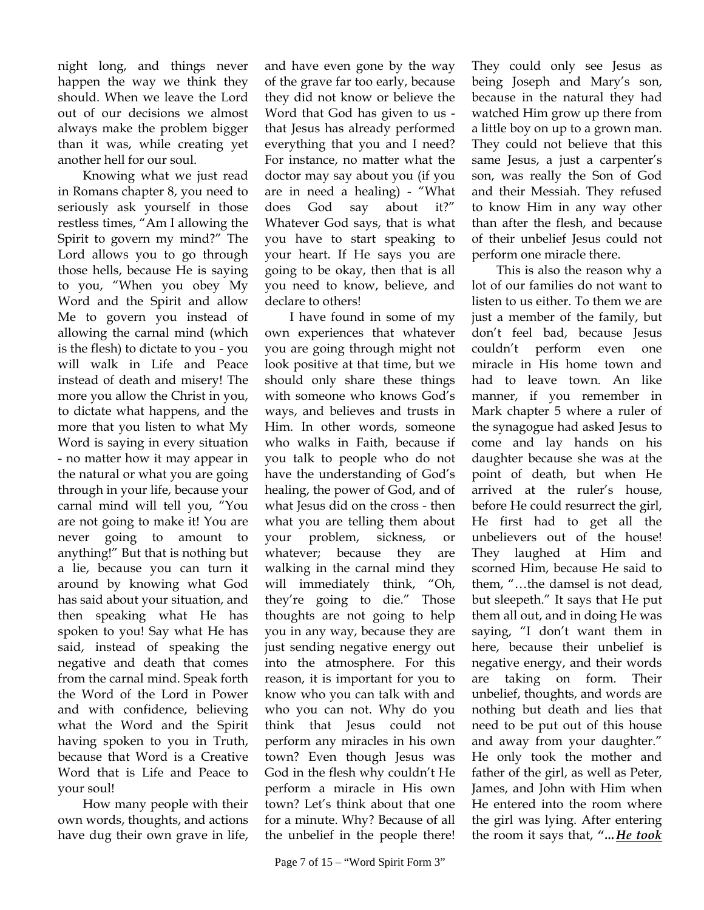night long, and things never happen the way we think they should. When we leave the Lord out of our decisions we almost always make the problem bigger than it was, while creating yet another hell for our soul.

Knowing what we just read in Romans chapter 8, you need to seriously ask yourself in those restless times, "Am I allowing the Spirit to govern my mind?" The Lord allows you to go through those hells, because He is saying to you, "When you obey My Word and the Spirit and allow Me to govern you instead of allowing the carnal mind (which is the flesh) to dictate to you - you will walk in Life and Peace instead of death and misery! The more you allow the Christ in you, to dictate what happens, and the more that you listen to what My Word is saying in every situation - no matter how it may appear in the natural or what you are going through in your life, because your carnal mind will tell you, "You are not going to make it! You are never going to amount to anything!" But that is nothing but a lie, because you can turn it around by knowing what God has said about your situation, and then speaking what He has spoken to you! Say what He has said, instead of speaking the negative and death that comes from the carnal mind. Speak forth the Word of the Lord in Power and with confidence, believing what the Word and the Spirit having spoken to you in Truth, because that Word is a Creative Word that is Life and Peace to your soul!

How many people with their own words, thoughts, and actions have dug their own grave in life, and have even gone by the way of the grave far too early, because they did not know or believe the Word that God has given to us - that Jesus has already performed everything that you and I need? For instance, no matter what the doctor may say about you (if you are in need a healing) - "What does God say about it?" Whatever God says, that is what you have to start speaking to your heart. If He says you are going to be okay, then that is all you need to know, believe, and declare to others!

I have found in some of my own experiences that whatever you are going through might not look positive at that time, but we should only share these things with someone who knows God's ways, and believes and trusts in Him. In other words, someone who walks in Faith, because if you talk to people who do not have the understanding of God's healing, the power of God, and of what Jesus did on the cross - then what you are telling them about your problem, sickness, or whatever; because they are walking in the carnal mind they will immediately think, "Oh, they're going to die." Those thoughts are not going to help you in any way, because they are just sending negative energy out into the atmosphere. For this reason, it is important for you to know who you can talk with and who you can not. Why do you think that Jesus could not perform any miracles in his own town? Even though Jesus was God in the flesh why couldn't He perform a miracle in His own town? Let's think about that one for a minute. Why? Because of all the unbelief in the people there! They could only see Jesus as being Joseph and Mary's son, because in the natural they had watched Him grow up there from a little boy on up to a grown man. They could not believe that this same Jesus, a just a carpenter's son, was really the Son of God and their Messiah. They refused to know Him in any way other than after the flesh, and because of their unbelief Jesus could not perform one miracle there.

This is also the reason why a lot of our families do not want to listen to us either. To them we are just a member of the family, but don't feel bad, because Jesus couldn't perform even one miracle in His home town and had to leave town. An like manner, if you remember in Mark chapter 5 where a ruler of the synagogue had asked Jesus to come and lay hands on his daughter because she was at the point of death, but when He arrived at the ruler's house, before He could resurrect the girl, He first had to get all the unbelievers out of the house! They laughed at Him and scorned Him, because He said to them, "…the damsel is not dead, but sleepeth." It says that He put them all out, and in doing He was saying, "I don't want them in here, because their unbelief is negative energy, and their words are taking on form. Their unbelief, thoughts, and words are nothing but death and lies that need to be put out of this house and away from your daughter." He only took the mother and father of the girl, as well as Peter, James, and John with Him when He entered into the room where the girl was lying. After entering the room it says that, ***"…He took***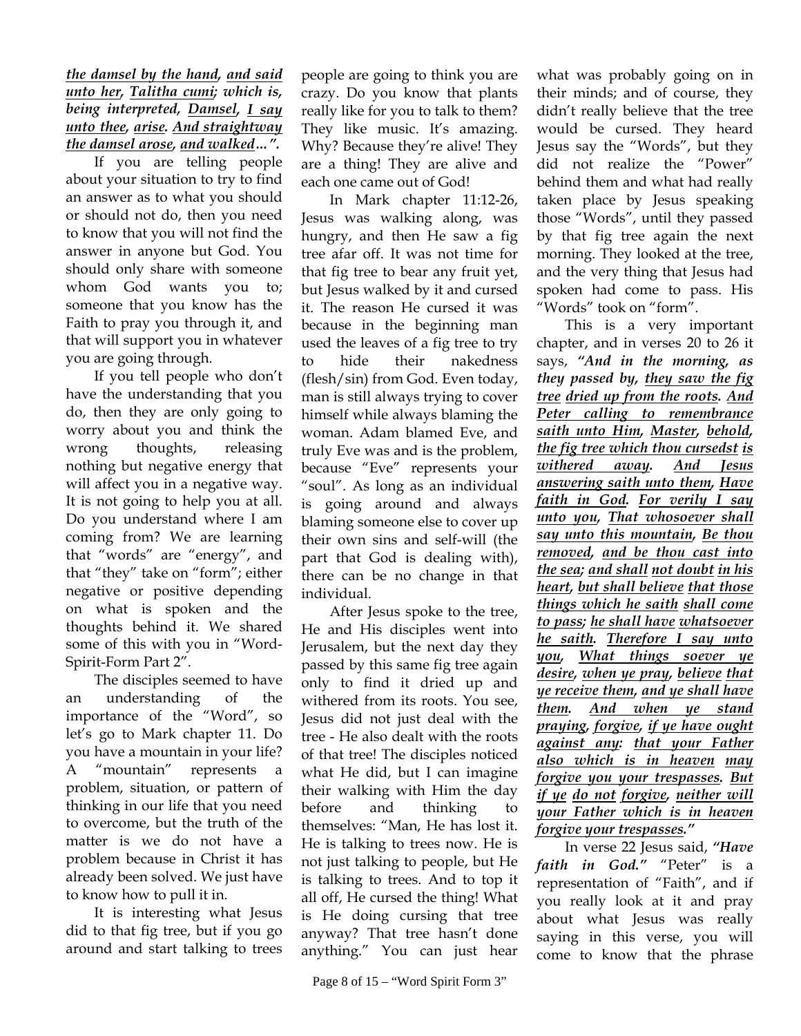***the damsel by the hand, and said unto her, Talitha cumi; which is, being interpreted, Damsel, I say unto thee, arise. And straightway the damsel arose, and walked…".***

If you are telling people about your situation to try to find an answer as to what you should or should not do, then you need to know that you will not find the answer in anyone but God. You should only share with someone whom God wants you to; someone that you know has the Faith to pray you through it, and that will support you in whatever you are going through.

If you tell people who don't have the understanding that you do, then they are only going to worry about you and think the wrong thoughts, releasing nothing but negative energy that will affect you in a negative way. It is not going to help you at all. Do you understand where I am coming from? We are learning that "words" are "energy", and that "they" take on "form"; either negative or positive depending on what is spoken and the thoughts behind it. We shared some of this with you in "Word-Spirit-Form Part 2".

The disciples seemed to have an understanding of the importance of the "Word", so let's go to Mark chapter 11. Do you have a mountain in your life? A "mountain" represents a problem, situation, or pattern of thinking in our life that you need to overcome, but the truth of the matter is we do not have a problem because in Christ it has already been solved. We just have to know how to pull it in.

It is interesting what Jesus did to that fig tree, but if you go around and start talking to trees people are going to think you are crazy. Do you know that plants really like for you to talk to them? They like music. It's amazing. Why? Because they're alive! They are a thing! They are alive and each one came out of God!

In Mark chapter 11:12-26, Jesus was walking along, was hungry, and then He saw a fig tree afar off. It was not time for that fig tree to bear any fruit yet, but Jesus walked by it and cursed it. The reason He cursed it was because in the beginning man used the leaves of a fig tree to try to hide their nakedness (flesh/sin) from God. Even today, man is still always trying to cover himself while always blaming the woman. Adam blamed Eve, and truly Eve was and is the problem, because "Eve" represents your "soul". As long as an individual is going around and always blaming someone else to cover up their own sins and self-will (the part that God is dealing with), there can be no change in that individual.

After Jesus spoke to the tree, He and His disciples went into Jerusalem, but the next day they passed by this same fig tree again only to find it dried up and withered from its roots. You see, Jesus did not just deal with the tree - He also dealt with the roots of that tree! The disciples noticed what He did, but I can imagine their walking with Him the day before and thinking to themselves: "Man, He has lost it. He is talking to trees now. He is not just talking to people, but He is talking to trees. And to top it all off, He cursed the thing! What is He doing cursing that tree anyway? That tree hasn't done anything." You can just hear what was probably going on in their minds; and of course, they didn't really believe that the tree would be cursed. They heard Jesus say the "Words", but they did not realize the "Power" behind them and what had really taken place by Jesus speaking those "Words", until they passed by that fig tree again the next morning. They looked at the tree, and the very thing that Jesus had spoken had come to pass. His "Words" took on "form".

This is a very important chapter, and in verses 20 to 26 it says, ***"And in the morning, as they passed by, they saw the fig tree dried up from the roots. And Peter calling to remembrance saith unto Him, Master, behold, the fig tree which thou cursedst is withered away. And Jesus answering saith unto them, Have faith in God. For verily I say unto you, That whosoever shall say unto this mountain, Be thou removed, and be thou cast into the sea; and shall not doubt in his heart, but shall believe that those things which he saith shall come to pass; he shall have whatsoever he saith. Therefore I say unto you, What things soever ye desire, when ye pray, believe that ye receive them, and ye shall have them. And when ye stand praying, forgive, if ye have ought against any: that your Father also which is in heaven may forgive you your trespasses. But if ye do not forgive, neither will your Father which is in heaven forgive your trespasses."***

In verse 22 Jesus said, ***"Have faith in God."*** "Peter" is a representation of "Faith", and if you really look at it and pray about what Jesus was really saying in this verse, you will come to know that the phrase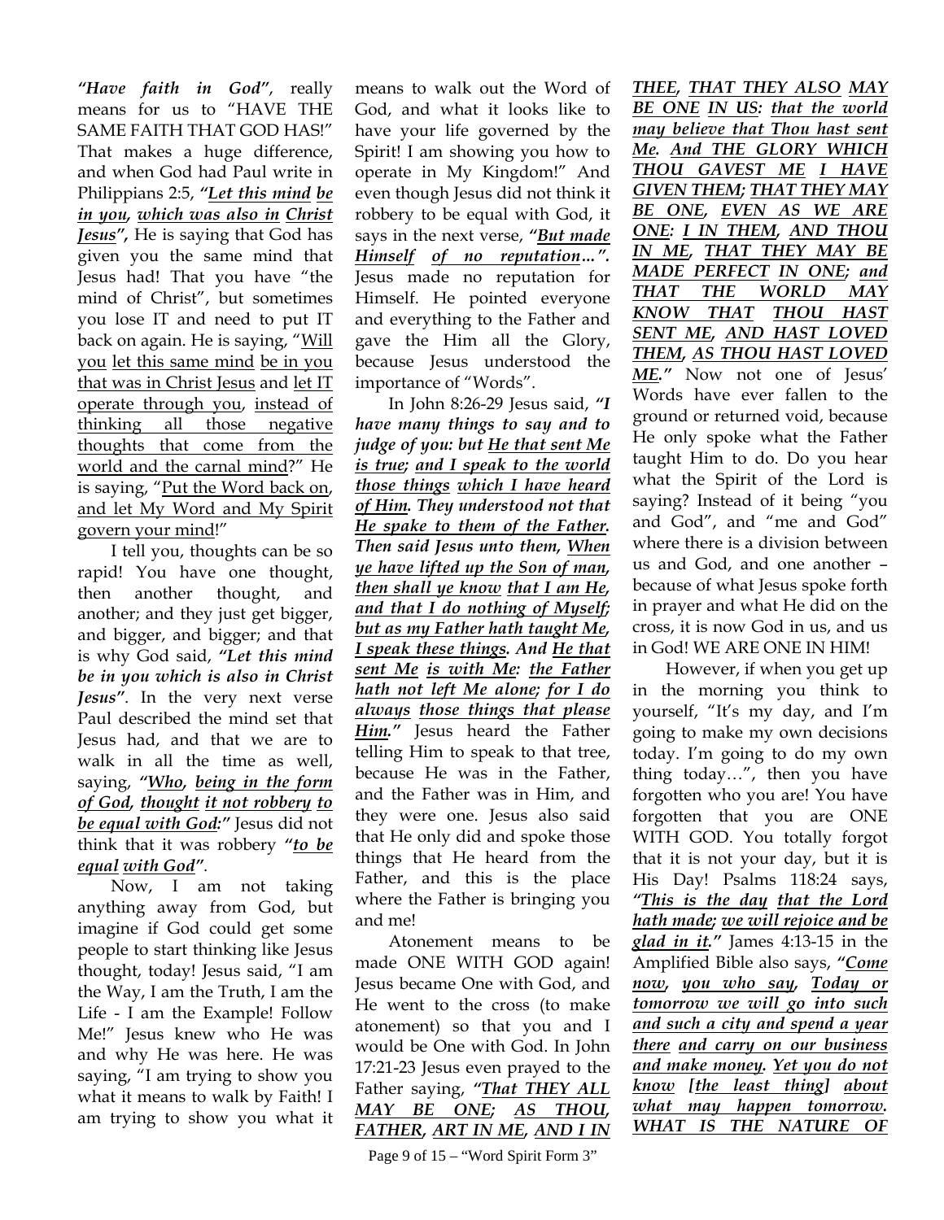***"Have faith in God"***, really means for us to "HAVE THE SAME FAITH THAT GOD HAS!" That makes a huge difference, and when God had Paul write in Philippians 2:5, ***"<u>Let this mind</u> <u>be in you</u>, <u>which was also in</u> <u>Christ Jesus</u>",*** He is saying that God has given you the same mind that Jesus had! That you have "the mind of Christ", but sometimes you lose IT and need to put IT back on again. He is saying, "<u>Will you</u> <u>let this same mind</u> <u>be in you</u> <u>that was in Christ Jesus</u> and <u>let IT operate through you</u>, <u>instead of thinking all those negative thoughts that come from the world and the carnal mind</u>?" He is saying, "<u>Put the Word back on</u>, <u>and let My Word and My Spirit govern your mind</u>!"

I tell you, thoughts can be so rapid! You have one thought, then another thought, and another; and they just get bigger, and bigger, and bigger; and that is why God said, ***"Let this mind be in you which is also in Christ Jesus"***. In the very next verse Paul described the mind set that Jesus had, and that we are to walk in all the time as well, saying, ***"<u>Who</u>, <u>being in the form of God</u>, <u>thought</u> <u>it not robbery</u> <u>to be equal with God</u>:"*** Jesus did not think that it was robbery ***"<u>to be equal</u> <u>with God</u>"***.

Now, I am not taking anything away from God, but imagine if God could get some people to start thinking like Jesus thought, today! Jesus said, "I am the Way, I am the Truth, I am the Life - I am the Example! Follow Me!" Jesus knew who He was and why He was here. He was saying, "I am trying to show you what it means to walk by Faith! I am trying to show you what it means to walk out the Word of God, and what it looks like to have your life governed by the Spirit! I am showing you how to operate in My Kingdom!" And even though Jesus did not think it robbery to be equal with God, it says in the next verse, ***"<u>But made Himself</u> <u>of no reputation…</u>"***. Jesus made no reputation for Himself. He pointed everyone and everything to the Father and gave the Him all the Glory, because Jesus understood the importance of "Words".

In John 8:26-29 Jesus said, ***"I have many things to say and to judge of you: but <u>He that sent Me is true</u>; <u>and I speak to the world those things</u> <u>which I have heard of Him</u>. They understood not that <u>He spake to them of the Father</u>. Then said Jesus unto them, <u>When ye have lifted up the Son of man</u>, <u>then shall ye know</u> <u>that I am He</u>, <u>and that I do nothing of Myself</u>; <u>but as my Father hath taught Me</u>, <u>I speak these things</u>. And <u>He that sent Me</u> <u>is with Me</u>: <u>the Father hath not left Me alone</u>; <u>for I do always</u> <u>those things that please Him</u>."*** Jesus heard the Father telling Him to speak to that tree, because He was in the Father, and the Father was in Him, and they were one. Jesus also said that He only did and spoke those things that He heard from the Father, and this is the place where the Father is bringing you and me!

Atonement means to be made ONE WITH GOD again! Jesus became One with God, and He went to the cross (to make atonement) so that you and I would be One with God. In John 17:21-23 Jesus even prayed to the Father saying, ***"<u>That THEY ALL MAY BE ONE</u>; <u>AS THOU, FATHER</u>, <u>ART IN ME</u>, <u>AND I IN THEE</u>, <u>THAT THEY ALSO</u> <u>MAY BE ONE</u> <u>IN US</u>: <u>that the world may believe that Thou hast sent Me</u>. <u>And THE GLORY WHICH THOU GAVEST ME</u> <u>I HAVE GIVEN THEM</u>; <u>THAT THEY MAY BE ONE</u>, <u>EVEN AS WE ARE ONE</u>: <u>I IN THEM</u>, <u>AND THOU IN ME</u>, <u>THAT THEY MAY BE MADE PERFECT</u> <u>IN ONE</u>; <u>and THAT THE WORLD MAY KNOW THAT</u> <u>THOU HAST SENT ME</u>, <u>AND HAST LOVED THEM</u>, <u>AS THOU HAST LOVED ME</u>."*** Now not one of Jesus' Words have ever fallen to the ground or returned void, because He only spoke what the Father taught Him to do. Do you hear what the Spirit of the Lord is saying? Instead of it being "you and God", and "me and God" where there is a division between us and God, and one another – because of what Jesus spoke forth in prayer and what He did on the cross, it is now God in us, and us in God! WE ARE ONE IN HIM!

However, if when you get up in the morning you think to yourself, "It's my day, and I'm going to make my own decisions today. I'm going to do my own thing today…", then you have forgotten who you are! You have forgotten that you are ONE WITH GOD. You totally forgot that it is not your day, but it is His Day! Psalms 118:24 says, ***"<u>This is the day</u> <u>that the Lord hath made</u>; <u>we will rejoice and be glad in it</u>."*** James 4:13-15 in the Amplified Bible also says, ***"<u>Come now</u>, <u>you who say</u>, <u>Today or tomorrow we will go into such and such a city and spend a year there</u> <u>and carry on our business and make money</u>. <u>Yet you do not know</u> [<u>the least thing</u>] <u>about what may happen tomorrow</u>. <u>WHAT IS THE NATURE OF</u>***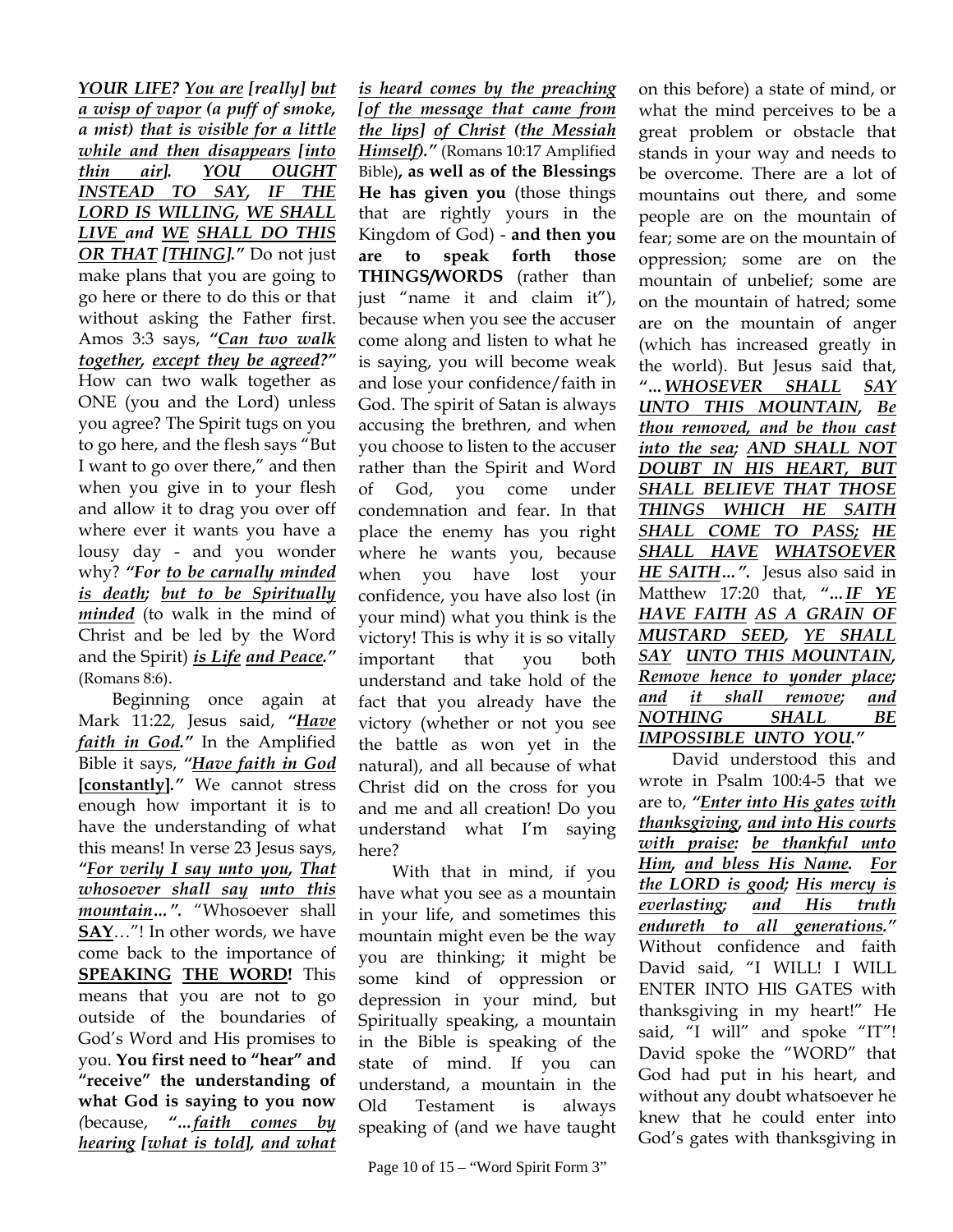***YOUR LIFE?*** ***You are [really] but a wisp of vapor** (a puff of smoke, a mist)* ***that is visible for a little while and then disappears [into thin air]. YOU OUGHT INSTEAD TO SAY, IF THE LORD IS WILLING, WE SHALL LIVE and WE SHALL DO THIS OR THAT [THING]."*** Do not just make plans that you are going to go here or there to do this or that without asking the Father first. Amos 3:3 says, ***"Can two walk together, except they be agreed?"*** How can two walk together as ONE (you and the Lord) unless you agree? The Spirit tugs on you to go here, and the flesh says "But I want to go over there," and then when you give in to your flesh and allow it to drag you over off where ever it wants you have a lousy day - and you wonder why? ***"For to be carnally minded is death; but to be Spiritually minded*** (to walk in the mind of Christ and be led by the Word and the Spirit) ***is Life and Peace."*** (Romans 8:6).

Beginning once again at Mark 11:22, Jesus said, ***"Have faith in God."*** In the Amplified Bible it says, ***"Have faith in God [constantly]."*** We cannot stress enough how important it is to have the understanding of what this means! In verse 23 Jesus says, ***"For verily I say unto you, That whosoever shall say unto this mountain...".*** "Whosoever shall **SAY**…"! In other words, we have come back to the importance of **SPEAKING THE WORD!** This means that you are not to go outside of the boundaries of God's Word and His promises to you. **You first need to "hear" and "receive" the understanding of what God is saying to you now** (because, ***"...faith comes by hearing [what is told], and what is heard comes by the preaching [of the message that came from the lips] of Christ (the Messiah Himself)."*** (Romans 10:17 Amplified Bible)**, as well as of the Blessings He has given you** (those things that are rightly yours in the Kingdom of God) - **and then you are to speak forth those THINGS/WORDS** (rather than just "name it and claim it"), because when you see the accuser come along and listen to what he is saying, you will become weak and lose your confidence/faith in God. The spirit of Satan is always accusing the brethren, and when you choose to listen to the accuser rather than the Spirit and Word of God, you come under condemnation and fear. In that place the enemy has you right where he wants you, because when you have lost your confidence, you have also lost (in your mind) what you think is the victory! This is why it is so vitally important that you both understand and take hold of the fact that you already have the victory (whether or not you see the battle as won yet in the natural), and all because of what Christ did on the cross for you and me and all creation! Do you understand what I'm saying here?

With that in mind, if you have what you see as a mountain in your life, and sometimes this mountain might even be the way you are thinking; it might be some kind of oppression or depression in your mind, but Spiritually speaking, a mountain in the Bible is speaking of the state of mind. If you can understand, a mountain in the Old Testament is always speaking of (and we have taught on this before) a state of mind, or what the mind perceives to be a great problem or obstacle that stands in your way and needs to be overcome. There are a lot of mountains out there, and some people are on the mountain of fear; some are on the mountain of oppression; some are on the mountain of unbelief; some are on the mountain of hatred; some are on the mountain of anger (which has increased greatly in the world). But Jesus said that, ***"...WHOSEVER SHALL SAY UNTO THIS MOUNTAIN, Be thou removed, and be thou cast into the sea; AND SHALL NOT DOUBT IN HIS HEART, BUT SHALL BELIEVE THAT THOSE THINGS WHICH HE SAITH SHALL COME TO PASS; HE SHALL HAVE WHATSOEVER HE SAITH...".*** Jesus also said in Matthew 17:20 that, ***"...IF YE HAVE FAITH AS A GRAIN OF MUSTARD SEED, YE SHALL SAY UNTO THIS MOUNTAIN, Remove hence to yonder place; and it shall remove; and NOTHING SHALL BE IMPOSSIBLE UNTO YOU."***

David understood this and wrote in Psalm 100:4-5 that we are to, ***"Enter into His gates with thanksgiving, and into His courts with praise: be thankful unto Him, and bless His Name. For the LORD is good; His mercy is everlasting; and His truth endureth to all generations."*** Without confidence and faith David said, "I WILL! I WILL ENTER INTO HIS GATES with thanksgiving in my heart!" He said, "I will" and spoke "IT"! David spoke the "WORD" that God had put in his heart, and without any doubt whatsoever he knew that he could enter into God's gates with thanksgiving in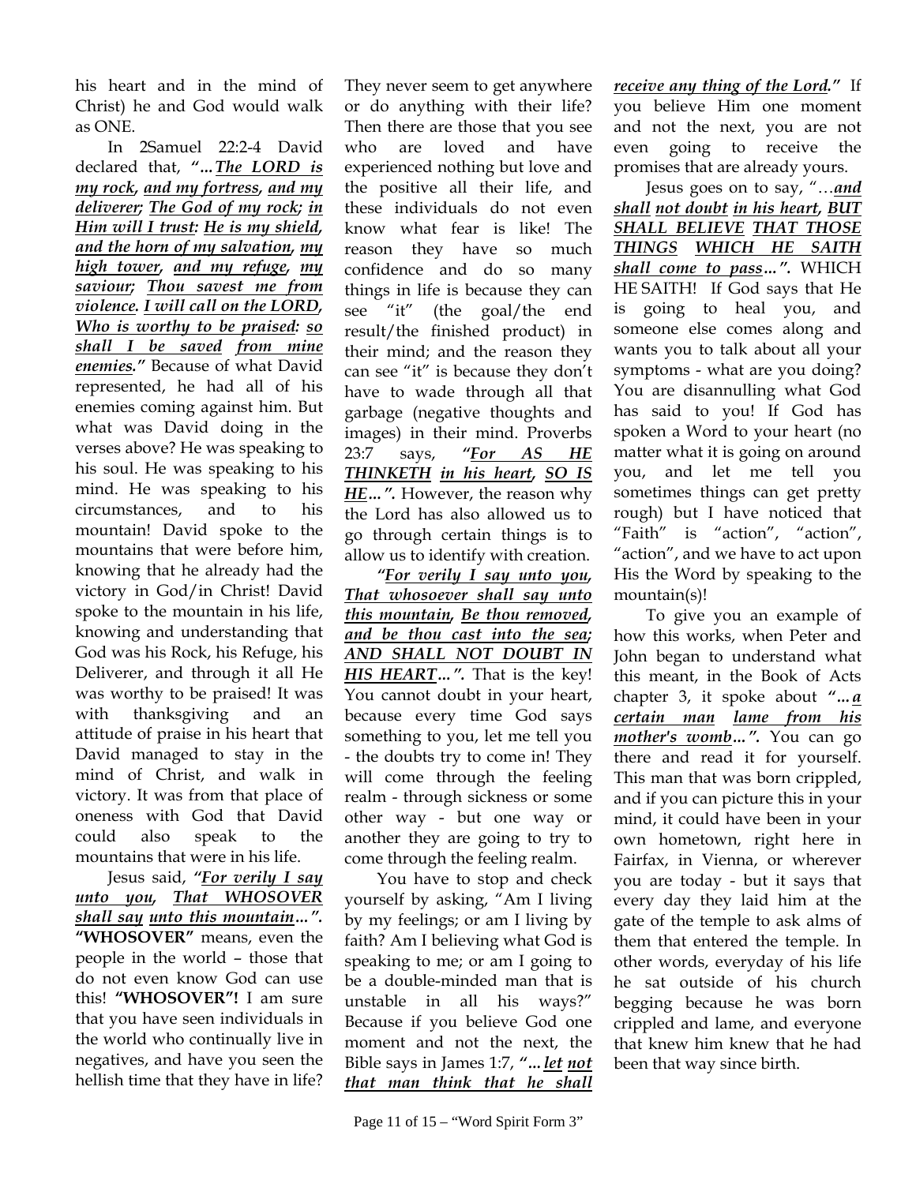his heart and in the mind of Christ) he and God would walk as ONE.

In 2Samuel 22:2-4 David declared that, ***"…The LORD is my rock, and my fortress, and my deliverer; The God of my rock; in Him will I trust: He is my shield, and the horn of my salvation, my high tower, and my refuge, my saviour; Thou savest me from violence. I will call on the LORD, Who is worthy to be praised: so shall I be saved from mine enemies."*** Because of what David represented, he had all of his enemies coming against him. But what was David doing in the verses above? He was speaking to his soul. He was speaking to his mind. He was speaking to his circumstances, and to his mountain! David spoke to the mountains that were before him, knowing that he already had the victory in God/in Christ! David spoke to the mountain in his life, knowing and understanding that God was his Rock, his Refuge, his Deliverer, and through it all He was worthy to be praised! It was with thanksgiving and an attitude of praise in his heart that David managed to stay in the mind of Christ, and walk in victory. It was from that place of oneness with God that David could also speak to the mountains that were in his life.

Jesus said, ***"For verily I say unto you, That WHOSOVER shall say unto this mountain…".*** **"WHOSOVER"** means, even the people in the world – those that do not even know God can use this! **"WHOSOVER"!** I am sure that you have seen individuals in the world who continually live in negatives, and have you seen the hellish time that they have in life? They never seem to get anywhere or do anything with their life? Then there are those that you see who are loved and have experienced nothing but love and the positive all their life, and these individuals do not even know what fear is like! The reason they have so much confidence and do so many things in life is because they can see "it" (the goal/the end result/the finished product) in their mind; and the reason they can see "it" is because they don't have to wade through all that garbage (negative thoughts and images) in their mind. Proverbs 23:7 says, ***"For AS HE THINKETH in his heart, SO IS HE…".*** However, the reason why the Lord has also allowed us to go through certain things is to allow us to identify with creation.

***"For verily I say unto you, That whosoever shall say unto this mountain, Be thou removed, and be thou cast into the sea; AND SHALL NOT DOUBT IN HIS HEART…".*** That is the key! You cannot doubt in your heart, because every time God says something to you, let me tell you - the doubts try to come in! They will come through the feeling realm - through sickness or some other way - but one way or another they are going to try to come through the feeling realm.

You have to stop and check yourself by asking, "Am I living by my feelings; or am I living by faith? Am I believing what God is speaking to me; or am I going to be a double-minded man that is unstable in all his ways?" Because if you believe God one moment and not the next, the Bible says in James 1:7, ***"…let not that man think that he shall receive any thing of the Lord."*** If you believe Him one moment and not the next, you are not even going to receive the promises that are already yours.

Jesus goes on to say, "…***and shall not doubt in his heart, BUT SHALL BELIEVE THAT THOSE THINGS WHICH HE SAITH shall come to pass…".*** WHICH HE SAITH! If God says that He is going to heal you, and someone else comes along and wants you to talk about all your symptoms - what are you doing? You are disannulling what God has said to you! If God has spoken a Word to your heart (no matter what it is going on around you, and let me tell you sometimes things can get pretty rough) but I have noticed that "Faith" is "action", "action", "action", and we have to act upon His the Word by speaking to the mountain(s)!

To give you an example of how this works, when Peter and John began to understand what this meant, in the Book of Acts chapter 3, it spoke about ***"…a certain man lame from his mother's womb…".*** You can go there and read it for yourself. This man that was born crippled, and if you can picture this in your mind, it could have been in your own hometown, right here in Fairfax, in Vienna, or wherever you are today - but it says that every day they laid him at the gate of the temple to ask alms of them that entered the temple. In other words, everyday of his life he sat outside of his church begging because he was born crippled and lame, and everyone that knew him knew that he had been that way since birth.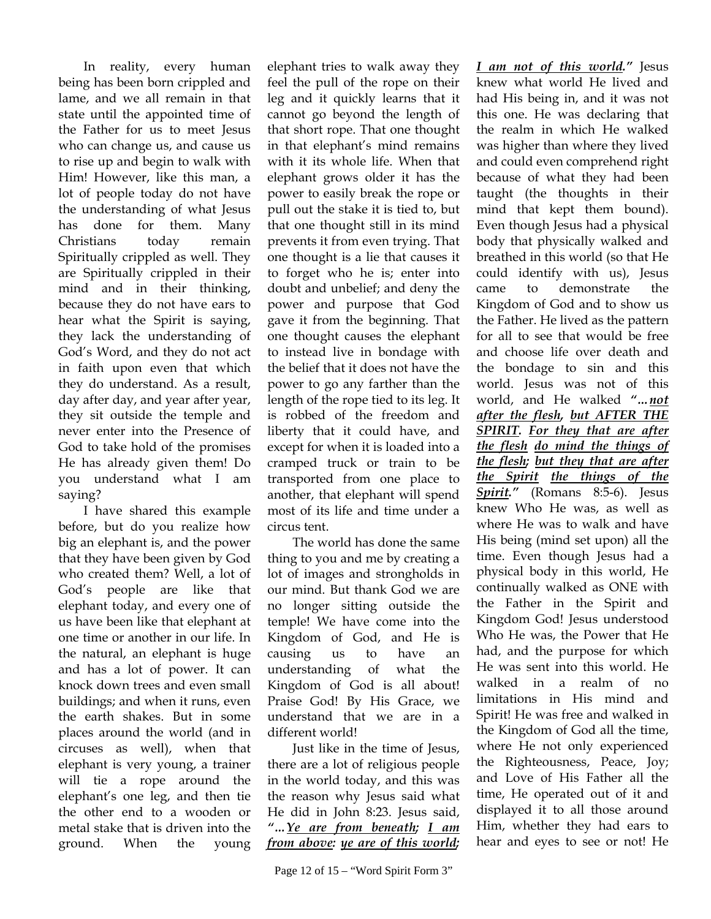In reality, every human being has been born crippled and lame, and we all remain in that state until the appointed time of the Father for us to meet Jesus who can change us, and cause us to rise up and begin to walk with Him! However, like this man, a lot of people today do not have the understanding of what Jesus has done for them. Many Christians today remain Spiritually crippled as well. They are Spiritually crippled in their mind and in their thinking, because they do not have ears to hear what the Spirit is saying, they lack the understanding of God's Word, and they do not act in faith upon even that which they do understand. As a result, day after day, and year after year, they sit outside the temple and never enter into the Presence of God to take hold of the promises He has already given them! Do you understand what I am saying?

I have shared this example before, but do you realize how big an elephant is, and the power that they have been given by God who created them? Well, a lot of God's people are like that elephant today, and every one of us have been like that elephant at one time or another in our life. In the natural, an elephant is huge and has a lot of power. It can knock down trees and even small buildings; and when it runs, even the earth shakes. But in some places around the world (and in circuses as well), when that elephant is very young, a trainer will tie a rope around the elephant's one leg, and then tie the other end to a wooden or metal stake that is driven into the ground. When the young elephant tries to walk away they feel the pull of the rope on their leg and it quickly learns that it cannot go beyond the length of that short rope. That one thought in that elephant's mind remains with it its whole life. When that elephant grows older it has the power to easily break the rope or pull out the stake it is tied to, but that one thought still in its mind prevents it from even trying. That one thought is a lie that causes it to forget who he is; enter into doubt and unbelief; and deny the power and purpose that God gave it from the beginning. That one thought causes the elephant to instead live in bondage with the belief that it does not have the power to go any farther than the length of the rope tied to its leg. It is robbed of the freedom and liberty that it could have, and except for when it is loaded into a cramped truck or train to be transported from one place to another, that elephant will spend most of its life and time under a circus tent.

The world has done the same thing to you and me by creating a lot of images and strongholds in our mind. But thank God we are no longer sitting outside the temple! We have come into the Kingdom of God, and He is causing us to have an understanding of what the Kingdom of God is all about! Praise God! By His Grace, we understand that we are in a different world!

Just like in the time of Jesus, there are a lot of religious people in the world today, and this was the reason why Jesus said what He did in John 8:23. Jesus said, ***"…*** ***<u>Ye are from beneath;</u>*** ***<u>I am from above:</u>*** ***<u>ye are of this world;</u>*** ***<u>I am not of this world.</u>"*** Jesus knew what world He lived and had His being in, and it was not this one. He was declaring that the realm in which He walked was higher than where they lived and could even comprehend right because of what they had been taught (the thoughts in their mind that kept them bound). Even though Jesus had a physical body that physically walked and breathed in this world (so that He could identify with us), Jesus came to demonstrate the Kingdom of God and to show us the Father. He lived as the pattern for all to see that would be free and choose life over death and the bondage to sin and this world. Jesus was not of this world, and He walked ***"…*** ***<u>not after the flesh,</u>*** ***<u>but AFTER THE SPIRIT.</u>*** ***<u>For they that are after the flesh</u>*** ***<u>do mind the things of the flesh;</u>*** ***<u>but they that are after the Spirit</u>*** ***<u>the things of the Spirit.</u>"*** (Romans 8:5-6). Jesus knew Who He was, as well as where He was to walk and have His being (mind set upon) all the time. Even though Jesus had a physical body in this world, He continually walked as ONE with the Father in the Spirit and Kingdom God! Jesus understood Who He was, the Power that He had, and the purpose for which He was sent into this world. He walked in a realm of no limitations in His mind and Spirit! He was free and walked in the Kingdom of God all the time, where He not only experienced the Righteousness, Peace, Joy; and Love of His Father all the time, He operated out of it and displayed it to all those around Him, whether they had ears to hear and eyes to see or not! He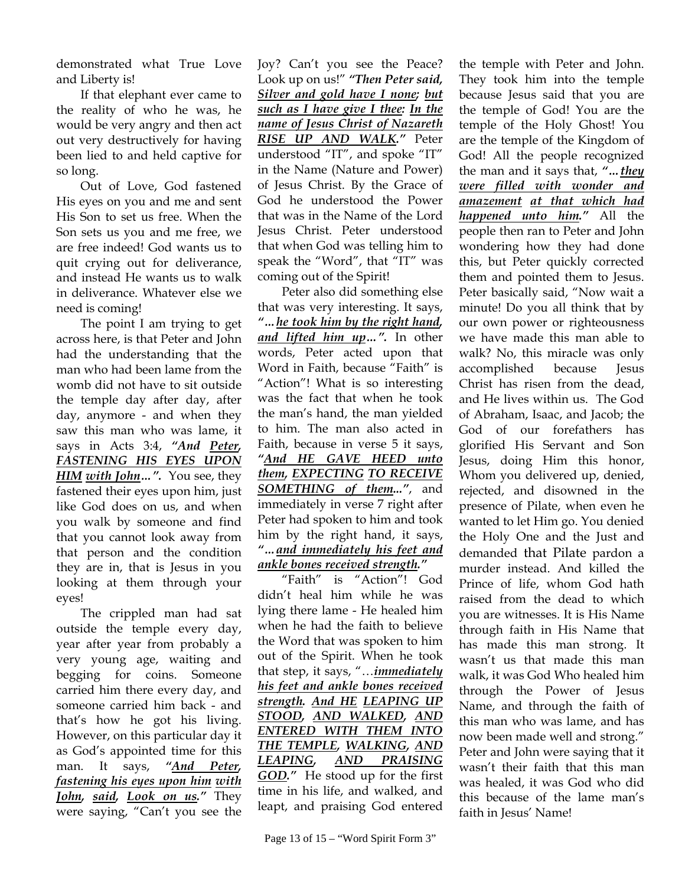demonstrated what True Love and Liberty is!

If that elephant ever came to the reality of who he was, he would be very angry and then act out very destructively for having been lied to and held captive for so long.

Out of Love, God fastened His eyes on you and me and sent His Son to set us free. When the Son sets us you and me free, we are free indeed! God wants us to quit crying out for deliverance, and instead He wants us to walk in deliverance. Whatever else we need is coming!

The point I am trying to get across here, is that Peter and John had the understanding that the man who had been lame from the womb did not have to sit outside the temple day after day, after day, anymore - and when they saw this man who was lame, it says in Acts 3:4, ***"And Peter, FASTENING HIS EYES UPON HIM with John…".*** You see, they fastened their eyes upon him, just like God does on us, and when you walk by someone and find that you cannot look away from that person and the condition they are in, that is Jesus in you looking at them through your eyes!

The crippled man had sat outside the temple every day, year after year from probably a very young age, waiting and begging for coins. Someone carried him there every day, and someone carried him back - and that's how he got his living. However, on this particular day it as God's appointed time for this man. It says, ***"And Peter, fastening his eyes upon him with John, said, Look on us."*** They were saying, "Can't you see the Joy? Can't you see the Peace? Look up on us!" ***"Then Peter said, Silver and gold have I none; but such as I have give I thee: In the name of Jesus Christ of Nazareth RISE UP AND WALK."*** Peter understood "IT", and spoke "IT" in the Name (Nature and Power) of Jesus Christ. By the Grace of God he understood the Power that was in the Name of the Lord Jesus Christ. Peter understood that when God was telling him to speak the "Word", that "IT" was coming out of the Spirit!

Peter also did something else that was very interesting. It says, ***"…he took him by the right hand, and lifted him up…".*** In other words, Peter acted upon that Word in Faith, because "Faith" is "Action"! What is so interesting was the fact that when he took the man's hand, the man yielded to him. The man also acted in Faith, because in verse 5 it says, ***"And HE GAVE HEED unto them, EXPECTING TO RECEIVE SOMETHING of them..."***, and immediately in verse 7 right after Peter had spoken to him and took him by the right hand, it says, ***"…and immediately his feet and ankle bones received strength."***

"Faith" is "Action"! God didn't heal him while he was lying there lame - He healed him when he had the faith to believe the Word that was spoken to him out of the Spirit. When he took that step, it says, "…***immediately his feet and ankle bones received strength. And HE LEAPING UP STOOD, AND WALKED, AND ENTERED WITH THEM INTO THE TEMPLE, WALKING, AND LEAPING, AND PRAISING GOD."*** He stood up for the first time in his life, and walked, and leapt, and praising God entered the temple with Peter and John. They took him into the temple because Jesus said that you are the temple of God! You are the temple of the Holy Ghost! You are the temple of the Kingdom of God! All the people recognized the man and it says that, ***"…they were filled with wonder and amazement at that which had happened unto him."*** All the people then ran to Peter and John wondering how they had done this, but Peter quickly corrected them and pointed them to Jesus. Peter basically said, "Now wait a minute! Do you all think that by our own power or righteousness we have made this man able to walk? No, this miracle was only accomplished because Jesus Christ has risen from the dead, and He lives within us. The God of Abraham, Isaac, and Jacob; the God of our forefathers has glorified His Servant and Son Jesus, doing Him this honor, Whom you delivered up, denied, rejected, and disowned in the presence of Pilate, when even he wanted to let Him go. You denied the Holy One and the Just and demanded that Pilate pardon a murder instead. And killed the Prince of life, whom God hath raised from the dead to which you are witnesses. It is His Name through faith in His Name that has made this man strong. It wasn't us that made this man walk, it was God Who healed him through the Power of Jesus Name, and through the faith of this man who was lame, and has now been made well and strong." Peter and John were saying that it wasn't their faith that this man was healed, it was God who did this because of the lame man's faith in Jesus' Name!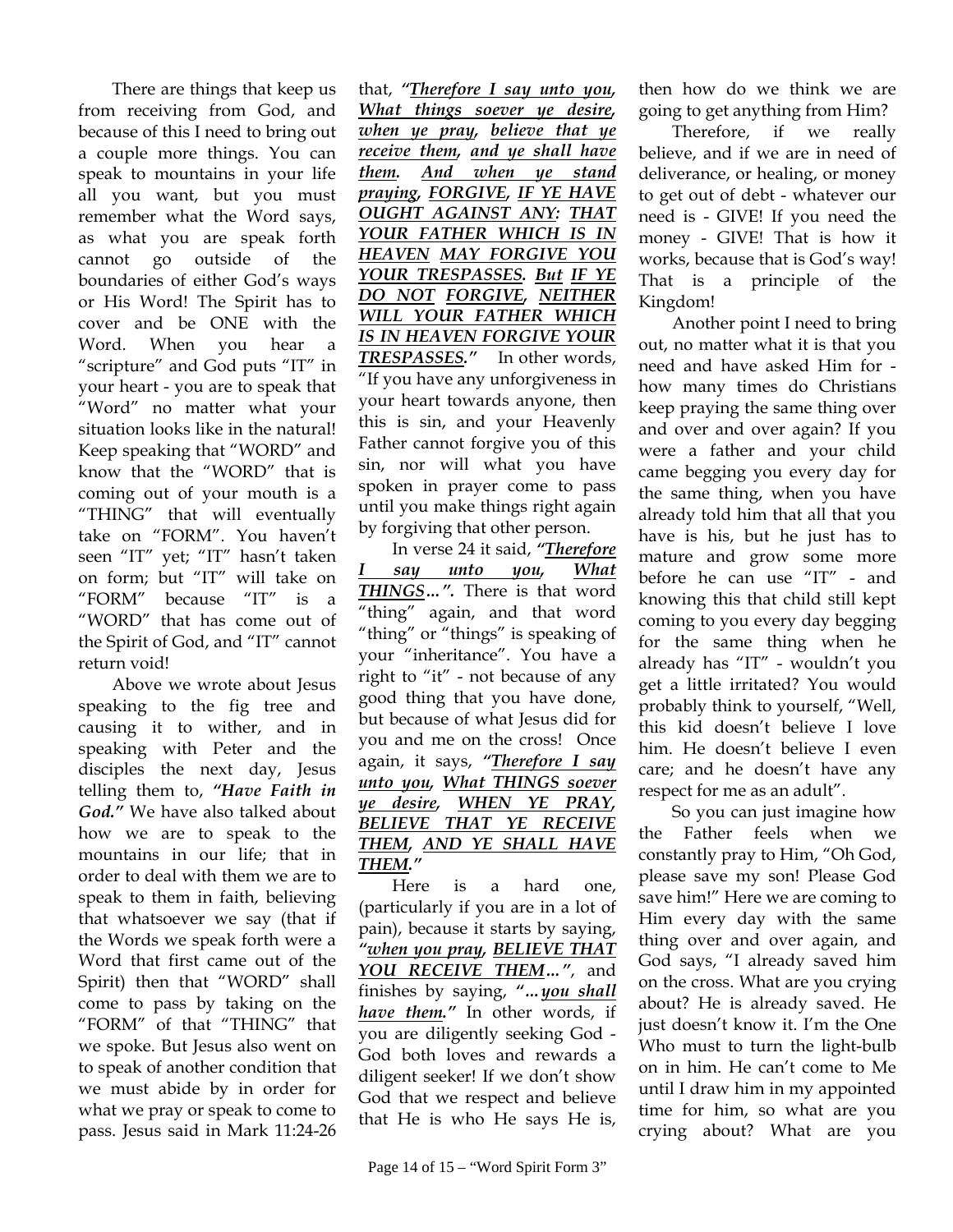There are things that keep us from receiving from God, and because of this I need to bring out a couple more things. You can speak to mountains in your life all you want, but you must remember what the Word says, as what you are speak forth cannot go outside of the boundaries of either God's ways or His Word! The Spirit has to cover and be ONE with the Word. When you hear a "scripture" and God puts "IT" in your heart - you are to speak that "Word" no matter what your situation looks like in the natural! Keep speaking that "WORD" and know that the "WORD" that is coming out of your mouth is a "THING" that will eventually take on "FORM". You haven't seen "IT" yet; "IT" hasn't taken on form; but "IT" will take on "FORM" because "IT" is a "WORD" that has come out of the Spirit of God, and "IT" cannot return void!

Above we wrote about Jesus speaking to the fig tree and causing it to wither, and in speaking with Peter and the disciples the next day, Jesus telling them to, ***"Have Faith in God."*** We have also talked about how we are to speak to the mountains in our life; that in order to deal with them we are to speak to them in faith, believing that whatsoever we say (that if the Words we speak forth were a Word that first came out of the Spirit) then that "WORD" shall come to pass by taking on the "FORM" of that "THING" that we spoke. But Jesus also went on to speak of another condition that we must abide by in order for what we pray or speak to come to pass. Jesus said in Mark 11:24-26 that, ***"<u>Therefore I say unto you</u>, <u>What things soever ye desire</u>, <u>when ye pray</u>, <u>believe that ye receive them</u>, <u>and ye shall have them</u>. <u>And when ye stand praying</u>, <u>FORGIVE</u>, <u>IF YE HAVE OUGHT AGAINST ANY</u>: <u>THAT YOUR FATHER WHICH IS IN HEAVEN</u> <u>MAY FORGIVE YOU YOUR TRESPASSES</u>. <u>But</u> <u>IF YE DO NOT</u> <u>FORGIVE</u>, <u>NEITHER WILL YOUR FATHER WHICH IS IN HEAVEN FORGIVE YOUR TRESPASSES</u>."*** In other words, "If you have any unforgiveness in your heart towards anyone, then this is sin, and your Heavenly Father cannot forgive you of this sin, nor will what you have spoken in prayer come to pass until you make things right again by forgiving that other person.

In verse 24 it said, ***"<u>Therefore I say unto you</u>, <u>What THINGS</u>…".*** There is that word "thing" again, and that word "thing" or "things" is speaking of your "inheritance". You have a right to "it" - not because of any good thing that you have done, but because of what Jesus did for you and me on the cross! Once again, it says, ***"<u>Therefore I say unto you</u>, <u>What THINGS soever ye desire</u>, <u>WHEN YE PRAY</u>, <u>BELIEVE THAT YE RECEIVE THEM</u>, <u>AND YE SHALL HAVE THEM</u>."***

Here is a hard one, (particularly if you are in a lot of pain), because it starts by saying, ***"<u>when you pray</u>, <u>BELIEVE THAT YOU RECEIVE THEM</u>…"***, and finishes by saying, ***"…<u>you shall have them</u>."*** In other words, if you are diligently seeking God - God both loves and rewards a diligent seeker! If we don't show God that we respect and believe that He is who He says He is, then how do we think we are going to get anything from Him?

Therefore, if we really believe, and if we are in need of deliverance, or healing, or money to get out of debt - whatever our need is - GIVE! If you need the money - GIVE! That is how it works, because that is God's way! That is a principle of the Kingdom!

Another point I need to bring out, no matter what it is that you need and have asked Him for - how many times do Christians keep praying the same thing over and over and over again? If you were a father and your child came begging you every day for the same thing, when you have already told him that all that you have is his, but he just has to mature and grow some more before he can use "IT" - and knowing this that child still kept coming to you every day begging for the same thing when he already has "IT" - wouldn't you get a little irritated? You would probably think to yourself, "Well, this kid doesn't believe I love him. He doesn't believe I even care; and he doesn't have any respect for me as an adult".

So you can just imagine how the Father feels when we constantly pray to Him, "Oh God, please save my son! Please God save him!" Here we are coming to Him every day with the same thing over and over again, and God says, "I already saved him on the cross. What are you crying about? He is already saved. He just doesn't know it. I'm the One Who must to turn the light-bulb on in him. He can't come to Me until I draw him in my appointed time for him, so what are you crying about? What are you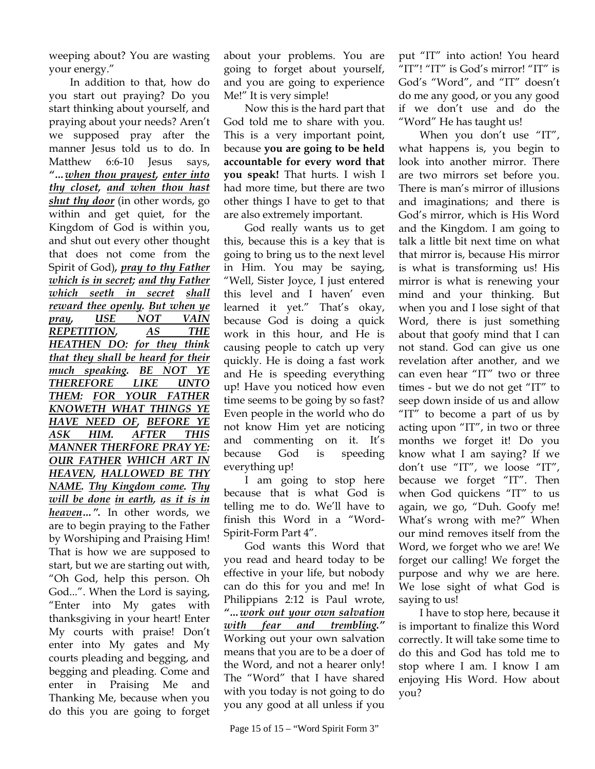weeping about? You are wasting your energy."

In addition to that, how do you start out praying? Do you start thinking about yourself, and praying about your needs? Aren't we supposed pray after the manner Jesus told us to do. In Matthew 6:6-10 Jesus says, ***"...when thou prayest, enter into thy closet, and when thou hast shut thy door*** (in other words, go within and get quiet, for the Kingdom of God is within you, and shut out every other thought that does not come from the Spirit of God)***, pray to thy Father which is in secret; and thy Father which seeth in secret shall reward thee openly. But when ye pray, USE NOT VAIN REPETITION, AS THE HEATHEN DO: for they think that they shall be heard for their much speaking. BE NOT YE THEREFORE LIKE UNTO THEM: FOR YOUR FATHER KNOWETH WHAT THINGS YE HAVE NEED OF, BEFORE YE ASK HIM. AFTER THIS MANNER THERFORE PRAY YE: OUR FATHER WHICH ART IN HEAVEN, HALLOWED BE THY NAME. Thy Kingdom come. Thy will be done in earth, as it is in heaven...".*** In other words, we are to begin praying to the Father by Worshiping and Praising Him! That is how we are supposed to start, but we are starting out with, "Oh God, help this person. Oh God...". When the Lord is saying, "Enter into My gates with thanksgiving in your heart! Enter My courts with praise! Don't enter into My gates and My courts pleading and begging, and begging and pleading. Come and enter in Praising Me and Thanking Me, because when you do this you are going to forget about your problems. You are going to forget about yourself, and you are going to experience Me!" It is very simple!

Now this is the hard part that God told me to share with you. This is a very important point, because **you are going to be held accountable for every word that you speak!** That hurts. I wish I had more time, but there are two other things I have to get to that are also extremely important.

God really wants us to get this, because this is a key that is going to bring us to the next level in Him. You may be saying, "Well, Sister Joyce, I just entered this level and I haven' even learned it yet." That's okay, because God is doing a quick work in this hour, and He is causing people to catch up very quickly. He is doing a fast work and He is speeding everything up! Have you noticed how even time seems to be going by so fast? Even people in the world who do not know Him yet are noticing and commenting on it. It's because God is speeding everything up!

I am going to stop here because that is what God is telling me to do. We'll have to finish this Word in a "Word-Spirit-Form Part 4".

God wants this Word that you read and heard today to be effective in your life, but nobody can do this for you and me! In Philippians 2:12 is Paul wrote, ***"...work out your own salvation with fear and trembling."*** Working out your own salvation means that you are to be a doer of the Word, and not a hearer only! The "Word" that I have shared with you today is not going to do you any good at all unless if you put "IT" into action! You heard "IT"! "IT" is God's mirror! "IT" is God's "Word", and "IT" doesn't do me any good, or you any good if we don't use and do the "Word" He has taught us!

When you don't use "IT", what happens is, you begin to look into another mirror. There are two mirrors set before you. There is man's mirror of illusions and imaginations; and there is God's mirror, which is His Word and the Kingdom. I am going to talk a little bit next time on what that mirror is, because His mirror is what is transforming us! His mirror is what is renewing your mind and your thinking. But when you and I lose sight of that Word, there is just something about that goofy mind that I can not stand. God can give us one revelation after another, and we can even hear "IT" two or three times - but we do not get "IT" to seep down inside of us and allow "IT" to become a part of us by acting upon "IT", in two or three months we forget it! Do you know what I am saying? If we don't use "IT", we loose "IT", because we forget "IT". Then when God quickens "IT" to us again, we go, "Duh. Goofy me! What's wrong with me?" When our mind removes itself from the Word, we forget who we are! We forget our calling! We forget the purpose and why we are here. We lose sight of what God is saying to us!

I have to stop here, because it is important to finalize this Word correctly. It will take some time to do this and God has told me to stop where I am. I know I am enjoying His Word. How about you?